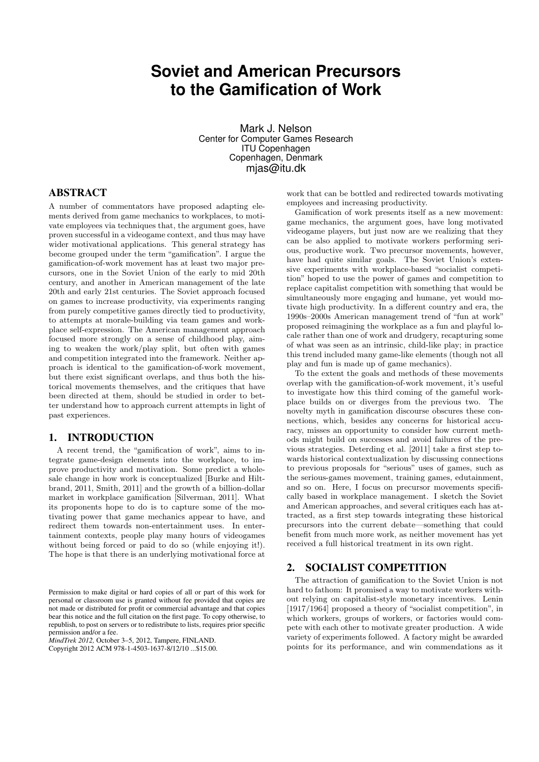# Soviet and American Precursors to the Gamification of Work

Mark J. Nelson
Center for Computer Games Research
ITU Copenhagen
Copenhagen, Denmark
mjas@itu.dk

## ABSTRACT

A number of commentators have proposed adapting elements derived from game mechanics to workplaces, to motivate employees via techniques that, the argument goes, have proven successful in a videogame context, and thus may have wider motivational applications. This general strategy has become grouped under the term "gamification". I argue the gamification-of-work movement has at least two major precursors, one in the Soviet Union of the early to mid 20th century, and another in American management of the late 20th and early 21st centuries. The Soviet approach focused on games to increase productivity, via experiments ranging from purely competitive games directly tied to productivity, to attempts at morale-building via team games and workplace self-expression. The American management approach focused more strongly on a sense of childhood play, aiming to weaken the work/play split, but often with games and competition integrated into the framework. Neither approach is identical to the gamification-of-work movement, but there exist significant overlaps, and thus both the historical movements themselves, and the critiques that have been directed at them, should be studied in order to better understand how to approach current attempts in light of past experiences.

## 1. INTRODUCTION

A recent trend, the "gamification of work", aims to integrate game-design elements into the workplace, to improve productivity and motivation. Some predict a wholesale change in how work is conceptualized [Burke and Hiltbrand, 2011, Smith, 2011] and the growth of a billion-dollar market in workplace gamification [Silverman, 2011]. What its proponents hope to do is to capture some of the motivating power that game mechanics appear to have, and redirect them towards non-entertainment uses. In entertainment contexts, people play many hours of videogames without being forced or paid to do so (while enjoying it!). The hope is that there is an underlying motivational force at work that can be bottled and redirected towards motivating employees and increasing productivity.

Gamification of work presents itself as a new movement: game mechanics, the argument goes, have long motivated videogame players, but just now are we realizing that they can be also applied to motivate workers performing serious, productive work. Two precursor movements, however, have had quite similar goals. The Soviet Union's extensive experiments with workplace-based "socialist competition" hoped to use the power of games and competition to replace capitalist competition with something that would be simultaneously more engaging and humane, yet would motivate high productivity. In a different country and era, the 1990s–2000s American management trend of "fun at work" proposed reimagining the workplace as a fun and playful locale rather than one of work and drudgery, recapturing some of what was seen as an intrinsic, child-like play; in practice this trend included many game-like elements (though not all play and fun is made up of game mechanics).

To the extent the goals and methods of these movements overlap with the gamification-of-work movement, it's useful to investigate how this third coming of the gameful workplace builds on or diverges from the previous two. The novelty myth in gamification discourse obscures these connections, which, besides any concerns for historical accuracy, misses an opportunity to consider how current methods might build on successes and avoid failures of the previous strategies. Deterding et al. [2011] take a first step towards historical contextualization by discussing connections to previous proposals for "serious" uses of games, such as the serious-games movement, training games, edutainment, and so on. Here, I focus on precursor movements specifically based in workplace management. I sketch the Soviet and American approaches, and several critiques each has attracted, as a first step towards integrating these historical precursors into the current debate—something that could benefit from much more work, as neither movement has yet received a full historical treatment in its own right.

## 2. SOCIALIST COMPETITION

The attraction of gamification to the Soviet Union is not hard to fathom: It promised a way to motivate workers without relying on capitalist-style monetary incentives. Lenin [1917/1964] proposed a theory of "socialist competition", in which workers, groups of workers, or factories would compete with each other to motivate greater production. A wide variety of experiments followed. A factory might be awarded points for its performance, and win commendations as it

Permission to make digital or hard copies of all or part of this work for personal or classroom use is granted without fee provided that copies are not made or distributed for profit or commercial advantage and that copies bear this notice and the full citation on the first page. To copy otherwise, to republish, to post on servers or to redistribute to lists, requires prior specific permission and/or a fee.
*MindTrek 2012,* October 3–5, 2012, Tampere, FINLAND.
Copyright 2012 ACM 978-1-4503-1637-8/12/10 ...$15.00.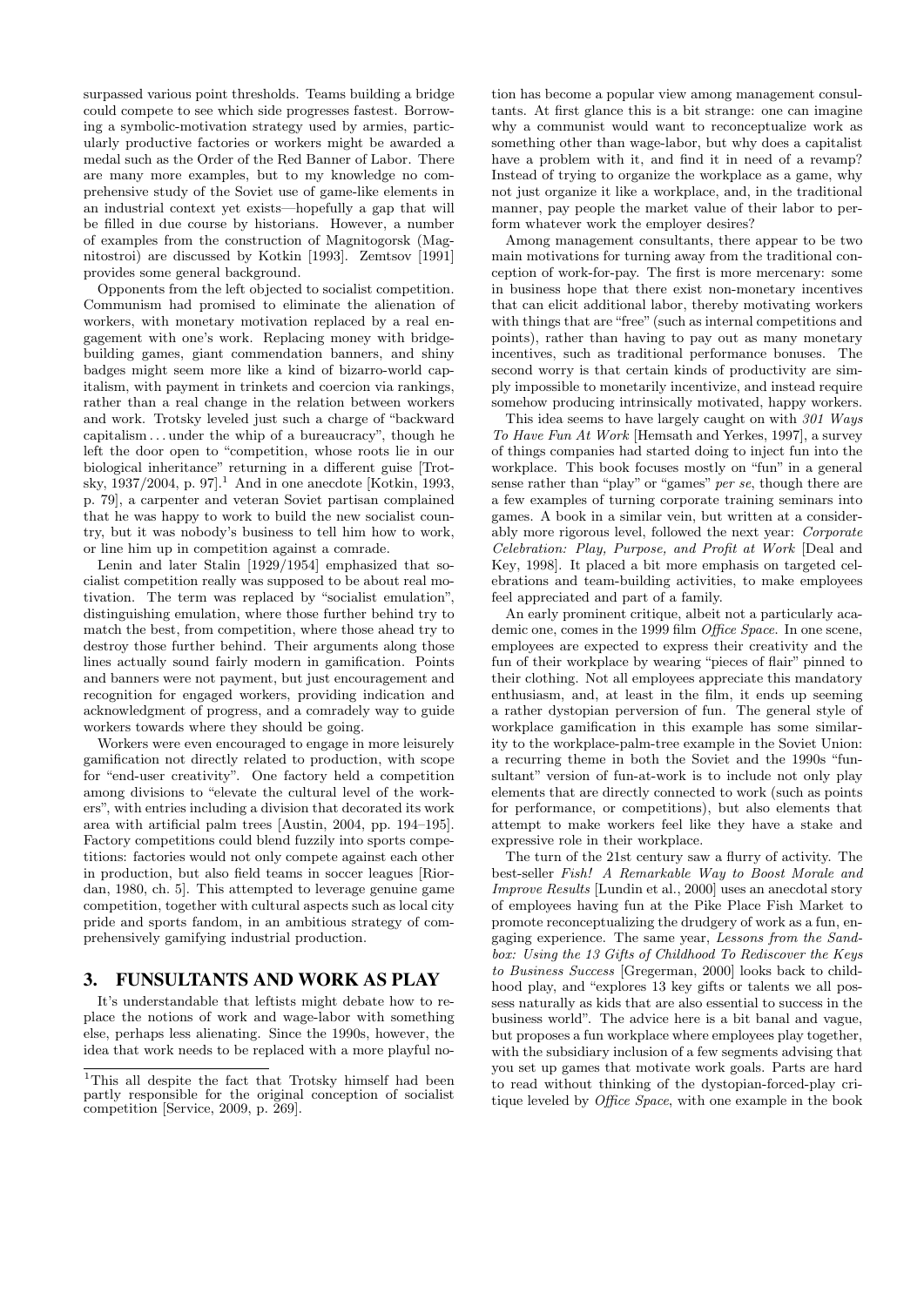surpassed various point thresholds. Teams building a bridge could compete to see which side progresses fastest. Borrowing a symbolic-motivation strategy used by armies, particularly productive factories or workers might be awarded a medal such as the Order of the Red Banner of Labor. There are many more examples, but to my knowledge no comprehensive study of the Soviet use of game-like elements in an industrial context yet exists—hopefully a gap that will be filled in due course by historians. However, a number of examples from the construction of Magnitogorsk (Magnitostroi) are discussed by Kotkin [1993]. Zemtsov [1991] provides some general background.

Opponents from the left objected to socialist competition. Communism had promised to eliminate the alienation of workers, with monetary motivation replaced by a real engagement with one's work. Replacing money with bridge-building games, giant commendation banners, and shiny badges might seem more like a kind of bizarro-world capitalism, with payment in trinkets and coercion via rankings, rather than a real change in the relation between workers and work. Trotsky leveled just such a charge of "backward capitalism ... under the whip of a bureaucracy", though he left the door open to "competition, whose roots lie in our biological inheritance" returning in a different guise [Trotsky, 1937/2004, p. 97].[1] And in one anecdote [Kotkin, 1993, p. 79], a carpenter and veteran Soviet partisan complained that he was happy to work to build the new socialist country, but it was nobody's business to tell him how to work, or line him up in competition against a comrade.

Lenin and later Stalin [1929/1954] emphasized that socialist competition really was supposed to be about real motivation. The term was replaced by "socialist emulation", distinguishing emulation, where those further behind try to match the best, from competition, where those ahead try to destroy those further behind. Their arguments along those lines actually sound fairly modern in gamification. Points and banners were not payment, but just encouragement and recognition for engaged workers, providing indication and acknowledgment of progress, and a comradely way to guide workers towards where they should be going.

Workers were even encouraged to engage in more leisurely gamification not directly related to production, with scope for "end-user creativity". One factory held a competition among divisions to "elevate the cultural level of the workers", with entries including a division that decorated its work area with artificial palm trees [Austin, 2004, pp. 194–195]. Factory competitions could blend fuzzily into sports competitions: factories would not only compete against each other in production, but also field teams in soccer leagues [Riordan, 1980, ch. 5]. This attempted to leverage genuine game competition, together with cultural aspects such as local city pride and sports fandom, in an ambitious strategy of comprehensively gamifying industrial production.

## 3. FUNSULTANTS AND WORK AS PLAY

It's understandable that leftists might debate how to replace the notions of work and wage-labor with something else, perhaps less alienating. Since the 1990s, however, the idea that work needs to be replaced with a more playful notion has become a popular view among management consultants. At first glance this is a bit strange: one can imagine why a communist would want to reconceptualize work as something other than wage-labor, but why does a capitalist have a problem with it, and find it in need of a revamp? Instead of trying to organize the workplace as a game, why not just organize it like a workplace, and, in the traditional manner, pay people the market value of their labor to perform whatever work the employer desires?

Among management consultants, there appear to be two main motivations for turning away from the traditional conception of work-for-pay. The first is more mercenary: some in business hope that there exist non-monetary incentives that can elicit additional labor, thereby motivating workers with things that are "free" (such as internal competitions and points), rather than having to pay out as many monetary incentives, such as traditional performance bonuses. The second worry is that certain kinds of productivity are simply impossible to monetarily incentivize, and instead require somehow producing intrinsically motivated, happy workers.

This idea seems to have largely caught on with *301 Ways To Have Fun At Work* [Hemsath and Yerkes, 1997], a survey of things companies had started doing to inject fun into the workplace. This book focuses mostly on "fun" in a general sense rather than "play" or "games" *per se*, though there are a few examples of turning corporate training seminars into games. A book in a similar vein, but written at a considerably more rigorous level, followed the next year: *Corporate Celebration: Play, Purpose, and Profit at Work* [Deal and Key, 1998]. It placed a bit more emphasis on targeted celebrations and team-building activities, to make employees feel appreciated and part of a family.

An early prominent critique, albeit not a particularly academic one, comes in the 1999 film *Office Space*. In one scene, employees are expected to express their creativity and the fun of their workplace by wearing "pieces of flair" pinned to their clothing. Not all employees appreciate this mandatory enthusiasm, and, at least in the film, it ends up seeming a rather dystopian perversion of fun. The general style of workplace gamification in this example has some similarity to the workplace-palm-tree example in the Soviet Union: a recurring theme in both the Soviet and the 1990s "funsultant" version of fun-at-work is to include not only play elements that are directly connected to work (such as points for performance, or competitions), but also elements that attempt to make workers feel like they have a stake and expressive role in their workplace.

The turn of the 21st century saw a flurry of activity. The best-seller *Fish! A Remarkable Way to Boost Morale and Improve Results* [Lundin et al., 2000] uses an anecdotal story of employees having fun at the Pike Place Fish Market to promote reconceptualizing the drudgery of work as a fun, engaging experience. The same year, *Lessons from the Sandbox: Using the 13 Gifts of Childhood To Rediscover the Keys to Business Success* [Gregerman, 2000] looks back to childhood play, and "explores 13 key gifts or talents we all possess naturally as kids that are also essential to success in the business world". The advice here is a bit banal and vague, but proposes a fun workplace where employees play together, with the subsidiary inclusion of a few segments advising that you set up games that motivate work goals. Parts are hard to read without thinking of the dystopian-forced-play critique leveled by *Office Space*, with one example in the book

[1] This all despite the fact that Trotsky himself had been partly responsible for the original conception of socialist competition [Service, 2009, p. 269].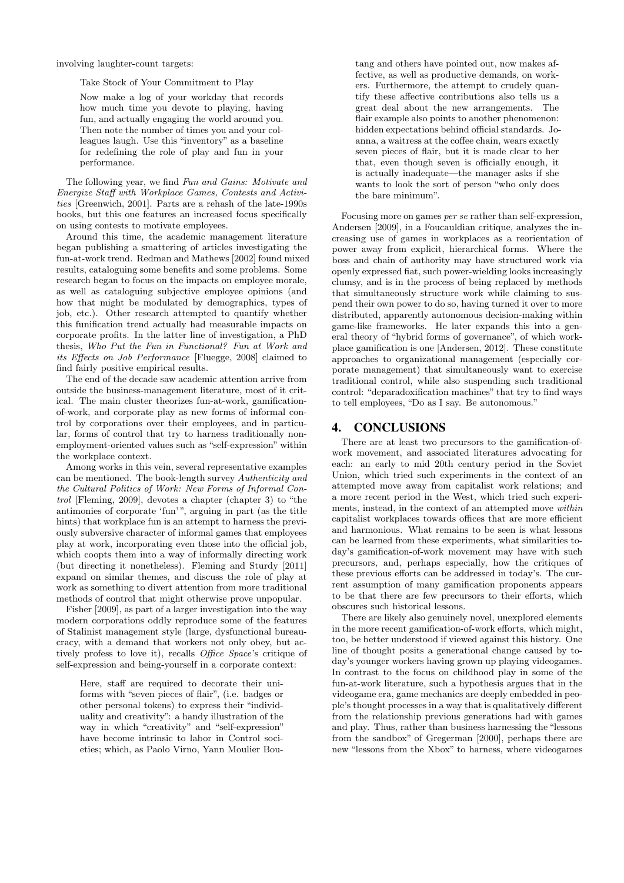involving laughter-count targets:

> Take Stock of Your Commitment to Play
>
> Now make a log of your workday that records how much time you devote to playing, having fun, and actually engaging the world around you. Then note the number of times you and your colleagues laugh. Use this "inventory" as a baseline for redefining the role of play and fun in your performance.

The following year, we find *Fun and Gains: Motivate and Energize Staff with Workplace Games, Contests and Activities* [Greenwich, 2001]. Parts are a rehash of the late-1990s books, but this one features an increased focus specifically on using contests to motivate employees.

Around this time, the academic management literature began publishing a smattering of articles investigating the fun-at-work trend. Redman and Mathews [2002] found mixed results, cataloguing some benefits and some problems. Some research began to focus on the impacts on employee morale, as well as cataloguing subjective employee opinions (and how that might be modulated by demographics, types of job, etc.). Other research attempted to quantify whether this funification trend actually had measurable impacts on corporate profits. In the latter line of investigation, a PhD thesis, *Who Put the Fun in Functional? Fun at Work and its Effects on Job Performance* [Fluegge, 2008] claimed to find fairly positive empirical results.

The end of the decade saw academic attention arrive from outside the business-management literature, most of it critical. The main cluster theorizes fun-at-work, gamification-of-work, and corporate play as new forms of informal control by corporations over their employees, and in particular, forms of control that try to harness traditionally non-employment-oriented values such as "self-expression" within the workplace context.

Among works in this vein, several representative examples can be mentioned. The book-length survey *Authenticity and the Cultural Politics of Work: New Forms of Informal Control* [Fleming, 2009], devotes a chapter (chapter 3) to "the antimonies of corporate 'fun'", arguing in part (as the title hints) that workplace fun is an attempt to harness the previously subversive character of informal games that employees play at work, incorporating even those into the official job, which coopts them into a way of informally directing work (but directing it nonetheless). Fleming and Sturdy [2011] expand on similar themes, and discuss the role of play at work as something to divert attention from more traditional methods of control that might otherwise prove unpopular.

Fisher [2009], as part of a larger investigation into the way modern corporations oddly reproduce some of the features of Stalinist management style (large, dysfunctional bureaucracy, with a demand that workers not only obey, but actively profess to love it), recalls *Office Space*'s critique of self-expression and being-yourself in a corporate context:

> Here, staff are required to decorate their uniforms with "seven pieces of flair", (i.e. badges or other personal tokens) to express their "individuality and creativity": a handy illustration of the way in which "creativity" and "self-expression" have become intrinsic to labor in Control societies; which, as Paolo Virno, Yann Moulier Boutang and others have pointed out, now makes affective, as well as productive demands, on workers. Furthermore, the attempt to crudely quantify these affective contributions also tells us a great deal about the new arrangements. The flair example also points to another phenomenon: hidden expectations behind official standards. Joanna, a waitress at the coffee chain, wears exactly seven pieces of flair, but it is made clear to her that, even though seven is officially enough, it is actually inadequate—the manager asks if she wants to look the sort of person "who only does the bare minimum".

Focusing more on games *per se* rather than self-expression, Andersen [2009], in a Foucauldian critique, analyzes the increasing use of games in workplaces as a reorientation of power away from explicit, hierarchical forms. Where the boss and chain of authority may have structured work via openly expressed fiat, such power-wielding looks increasingly clumsy, and is in the process of being replaced by methods that simultaneously structure work while claiming to suspend their own power to do so, having turned it over to more distributed, apparently autonomous decision-making within game-like frameworks. He later expands this into a general theory of "hybrid forms of governance", of which workplace gamification is one [Andersen, 2012]. These constitute approaches to organizational management (especially corporate management) that simultaneously want to exercise traditional control, while also suspending such traditional control: "deparadoxification machines" that try to find ways to tell employees, "Do as I say. Be autonomous."

## 4. CONCLUSIONS

There are at least two precursors to the gamification-of-work movement, and associated literatures advocating for each: an early to mid 20th century period in the Soviet Union, which tried such experiments in the context of an attempted move away from capitalist work relations; and a more recent period in the West, which tried such experiments, instead, in the context of an attempted move *within* capitalist workplaces towards offices that are more efficient and harmonious. What remains to be seen is what lessons can be learned from these experiments, what similarities today's gamification-of-work movement may have with such precursors, and, perhaps especially, how the critiques of these previous efforts can be addressed in today's. The current assumption of many gamification proponents appears to be that there are few precursors to their efforts, which obscures such historical lessons.

There are likely also genuinely novel, unexplored elements in the more recent gamification-of-work efforts, which might, too, be better understood if viewed against this history. One line of thought posits a generational change caused by today's younger workers having grown up playing videogames. In contrast to the focus on childhood play in some of the fun-at-work literature, such a hypothesis argues that in the videogame era, game mechanics are deeply embedded in people's thought processes in a way that is qualitatively different from the relationship previous generations had with games and play. Thus, rather than business harnessing the "lessons from the sandbox" of Gregerman [2000], perhaps there are new "lessons from the Xbox" to harness, where videogames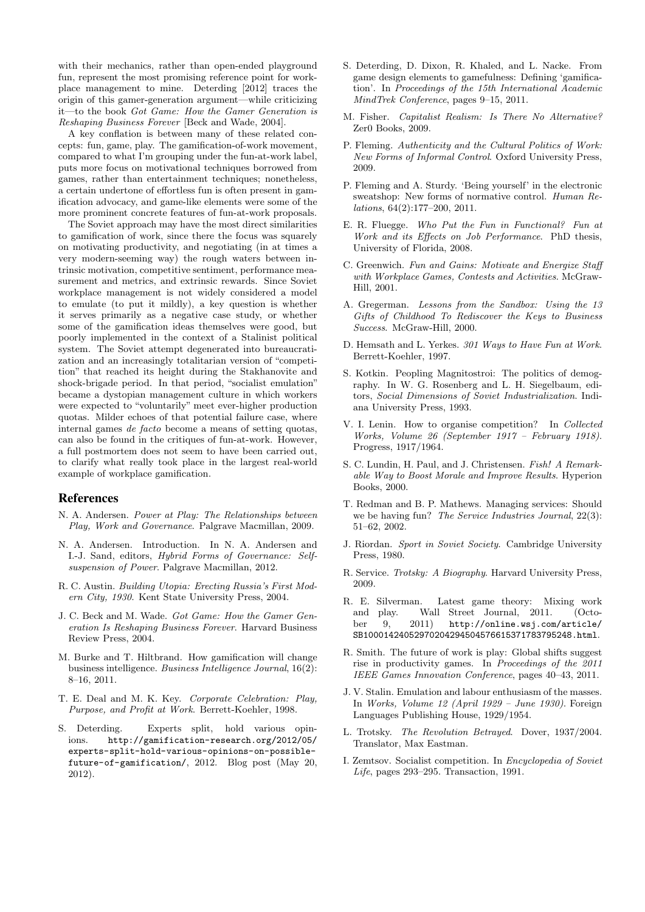with their mechanics, rather than open-ended playground fun, represent the most promising reference point for workplace management to mine. Deterding [2012] traces the origin of this gamer-generation argument—while criticizing it—to the book *Got Game: How the Gamer Generation is Reshaping Business Forever* [Beck and Wade, 2004].

A key conflation is between many of these related concepts: fun, game, play. The gamification-of-work movement, compared to what I'm grouping under the fun-at-work label, puts more focus on motivational techniques borrowed from games, rather than entertainment techniques; nonetheless, a certain undertone of effortless fun is often present in gamification advocacy, and game-like elements were some of the more prominent concrete features of fun-at-work proposals.

The Soviet approach may have the most direct similarities to gamification of work, since there the focus was squarely on motivating productivity, and negotiating (in at times a very modern-seeming way) the rough waters between intrinsic motivation, competitive sentiment, performance measurement and metrics, and extrinsic rewards. Since Soviet workplace management is not widely considered a model to emulate (to put it mildly), a key question is whether it serves primarily as a negative case study, or whether some of the gamification ideas themselves were good, but poorly implemented in the context of a Stalinist political system. The Soviet attempt degenerated into bureaucratization and an increasingly totalitarian version of "competition" that reached its height during the Stakhanovite and shock-brigade period. In that period, "socialist emulation" became a dystopian management culture in which workers were expected to "voluntarily" meet ever-higher production quotas. Milder echoes of that potential failure case, where internal games *de facto* become a means of setting quotas, can also be found in the critiques of fun-at-work. However, a full postmortem does not seem to have been carried out, to clarify what really took place in the largest real-world example of workplace gamification.

## References

N. A. Andersen. *Power at Play: The Relationships between Play, Work and Governance*. Palgrave Macmillan, 2009.

N. A. Andersen. Introduction. In N. A. Andersen and I.-J. Sand, editors, *Hybrid Forms of Governance: Self-suspension of Power*. Palgrave Macmillan, 2012.

R. C. Austin. *Building Utopia: Erecting Russia's First Modern City, 1930*. Kent State University Press, 2004.

J. C. Beck and M. Wade. *Got Game: How the Gamer Generation Is Reshaping Business Forever*. Harvard Business Review Press, 2004.

M. Burke and T. Hiltbrand. How gamification will change business intelligence. *Business Intelligence Journal*, 16(2): 8–16, 2011.

T. E. Deal and M. K. Key. *Corporate Celebration: Play, Purpose, and Profit at Work*. Berrett-Koehler, 1998.

S. Deterding. Experts split, hold various opinions. `http://gamification-research.org/2012/05/experts-split-hold-various-opinions-on-possible-future-of-gamification/`, 2012. Blog post (May 20, 2012).

S. Deterding, D. Dixon, R. Khaled, and L. Nacke. From game design elements to gamefulness: Defining 'gamification'. In *Proceedings of the 15th International Academic MindTrek Conference*, pages 9–15, 2011.

M. Fisher. *Capitalist Realism: Is There No Alternative?* Zer0 Books, 2009.

P. Fleming. *Authenticity and the Cultural Politics of Work: New Forms of Informal Control*. Oxford University Press, 2009.

P. Fleming and A. Sturdy. 'Being yourself' in the electronic sweatshop: New forms of normative control. *Human Relations*, 64(2):177–200, 2011.

E. R. Fluegge. *Who Put the Fun in Functional? Fun at Work and its Effects on Job Performance*. PhD thesis, University of Florida, 2008.

C. Greenwich. *Fun and Gains: Motivate and Energize Staff with Workplace Games, Contests and Activities*. McGraw-Hill, 2001.

A. Gregerman. *Lessons from the Sandbox: Using the 13 Gifts of Childhood To Rediscover the Keys to Business Success*. McGraw-Hill, 2000.

D. Hemsath and L. Yerkes. *301 Ways to Have Fun at Work*. Berrett-Koehler, 1997.

S. Kotkin. Peopling Magnitostroi: The politics of demography. In W. G. Rosenberg and L. H. Siegelbaum, editors, *Social Dimensions of Soviet Industrialization*. Indiana University Press, 1993.

V. I. Lenin. How to organise competition? In *Collected Works, Volume 26 (September 1917 – February 1918)*. Progress, 1917/1964.

S. C. Lundin, H. Paul, and J. Christensen. *Fish! A Remarkable Way to Boost Morale and Improve Results*. Hyperion Books, 2000.

T. Redman and B. P. Mathews. Managing services: Should we be having fun? *The Service Industries Journal*, 22(3): 51–62, 2002.

J. Riordan. *Sport in Soviet Society*. Cambridge University Press, 1980.

R. Service. *Trotsky: A Biography*. Harvard University Press, 2009.

R. E. Silverman. Latest game theory: Mixing work and play. Wall Street Journal, 2011. (October 9, 2011) `http://online.wsj.com/article/SB10001424052970204294504576615371783795248.html`.

R. Smith. The future of work is play: Global shifts suggest rise in productivity games. In *Proceedings of the 2011 IEEE Games Innovation Conference*, pages 40–43, 2011.

J. V. Stalin. Emulation and labour enthusiasm of the masses. In *Works, Volume 12 (April 1929 – June 1930)*. Foreign Languages Publishing House, 1929/1954.

L. Trotsky. *The Revolution Betrayed*. Dover, 1937/2004. Translator, Max Eastman.

I. Zemtsov. Socialist competition. In *Encyclopedia of Soviet Life*, pages 293–295. Transaction, 1991.